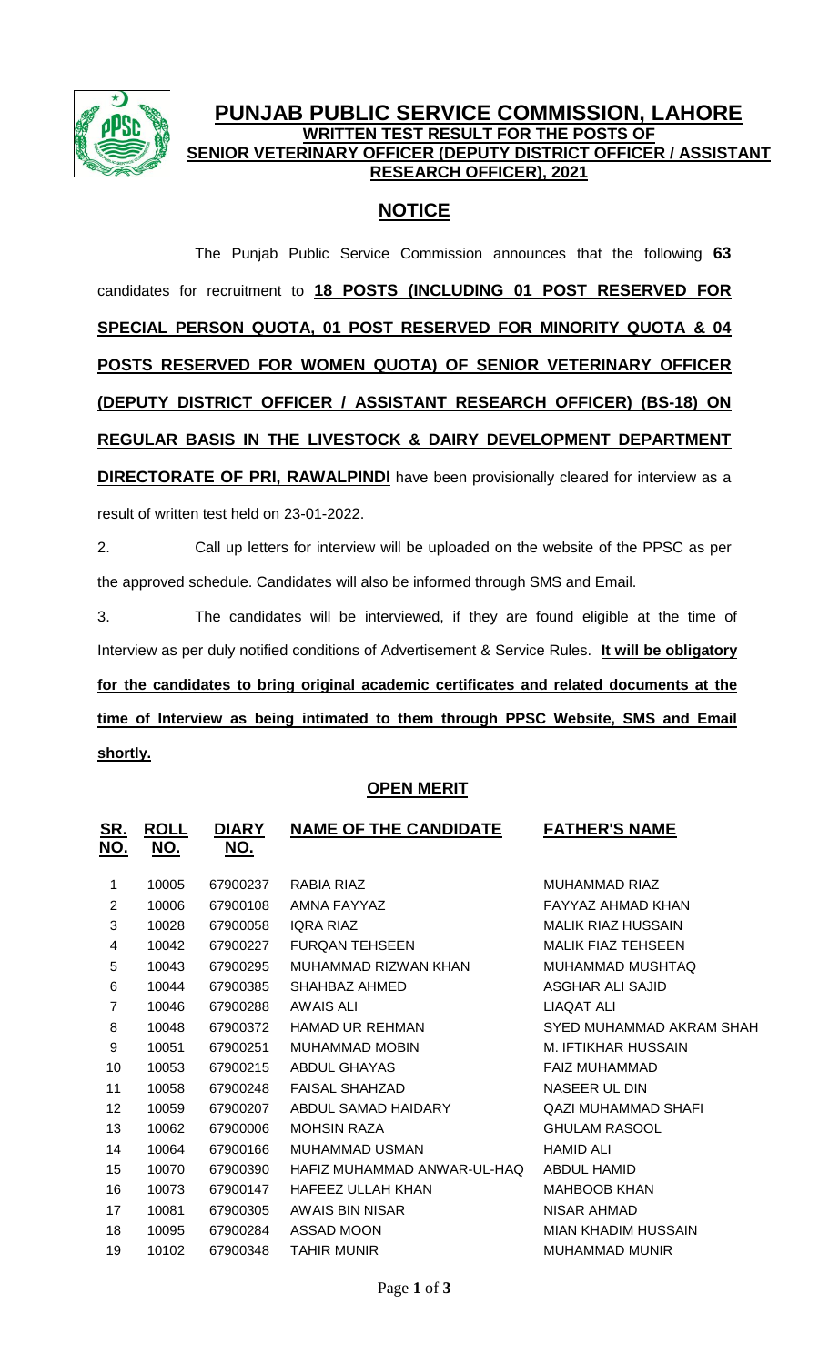# PUNJAB PUBLIC SERVICE COMMISSION, LAHORE

## WRITTEN TEST RESULT FOR THE POSTS OF SENIOR VETERINARY OFFICER (DEPUTY DISTRICT OFFICER / ASSISTANT RESEARCH OFFICER), 2021

## NOTICE

The Punjab Public Service Commission announces that the following **63** candidates for recruitment to **18 POSTS (INCLUDING 01 POST RESERVED FOR SPECIAL PERSON QUOTA, 01 POST RESERVED FOR MINORITY QUOTA & 04 POSTS RESERVED FOR WOMEN QUOTA) OF SENIOR VETERINARY OFFICER (DEPUTY DISTRICT OFFICER / ASSISTANT RESEARCH OFFICER) (BS-18) ON REGULAR BASIS IN THE LIVESTOCK & DAIRY DEVELOPMENT DEPARTMENT DIRECTORATE OF PRI, RAWALPINDI** have been provisionally cleared for interview as a result of written test held on 23-01-2022.

2. Call up letters for interview will be uploaded on the website of the PPSC as per the approved schedule. Candidates will also be informed through SMS and Email.

3. The candidates will be interviewed, if they are found eligible at the time of Interview as per duly notified conditions of Advertisement & Service Rules. **It will be obligatory for the candidates to bring original academic certificates and related documents at the time of Interview as being intimated to them through PPSC Website, SMS and Email shortly.**

### OPEN MERIT

| SR. NO. | ROLL NO. | DIARY NO. | NAME OF THE CANDIDATE | FATHER'S NAME |
|---|---|---|---|---|
| 1 | 10005 | 67900237 | RABIA RIAZ | MUHAMMAD RIAZ |
| 2 | 10006 | 67900108 | AMNA FAYYAZ | FAYYAZ AHMAD KHAN |
| 3 | 10028 | 67900058 | IQRA RIAZ | MALIK RIAZ HUSSAIN |
| 4 | 10042 | 67900227 | FURQAN TEHSEEN | MALIK FIAZ TEHSEEN |
| 5 | 10043 | 67900295 | MUHAMMAD RIZWAN KHAN | MUHAMMAD MUSHTAQ |
| 6 | 10044 | 67900385 | SHAHBAZ AHMED | ASGHAR ALI SAJID |
| 7 | 10046 | 67900288 | AWAIS ALI | LIAQAT ALI |
| 8 | 10048 | 67900372 | HAMAD UR REHMAN | SYED MUHAMMAD AKRAM SHAH |
| 9 | 10051 | 67900251 | MUHAMMAD MOBIN | M. IFTIKHAR HUSSAIN |
| 10 | 10053 | 67900215 | ABDUL GHAYAS | FAIZ MUHAMMAD |
| 11 | 10058 | 67900248 | FAISAL SHAHZAD | NASEER UL DIN |
| 12 | 10059 | 67900207 | ABDUL SAMAD HAIDARY | QAZI MUHAMMAD SHAFI |
| 13 | 10062 | 67900006 | MOHSIN RAZA | GHULAM RASOOL |
| 14 | 10064 | 67900166 | MUHAMMAD USMAN | HAMID ALI |
| 15 | 10070 | 67900390 | HAFIZ MUHAMMAD ANWAR-UL-HAQ | ABDUL HAMID |
| 16 | 10073 | 67900147 | HAFEEZ ULLAH KHAN | MAHBOOB KHAN |
| 17 | 10081 | 67900305 | AWAIS BIN NISAR | NISAR AHMAD |
| 18 | 10095 | 67900284 | ASSAD MOON | MIAN KHADIM HUSSAIN |
| 19 | 10102 | 67900348 | TAHIR MUNIR | MUHAMMAD MUNIR |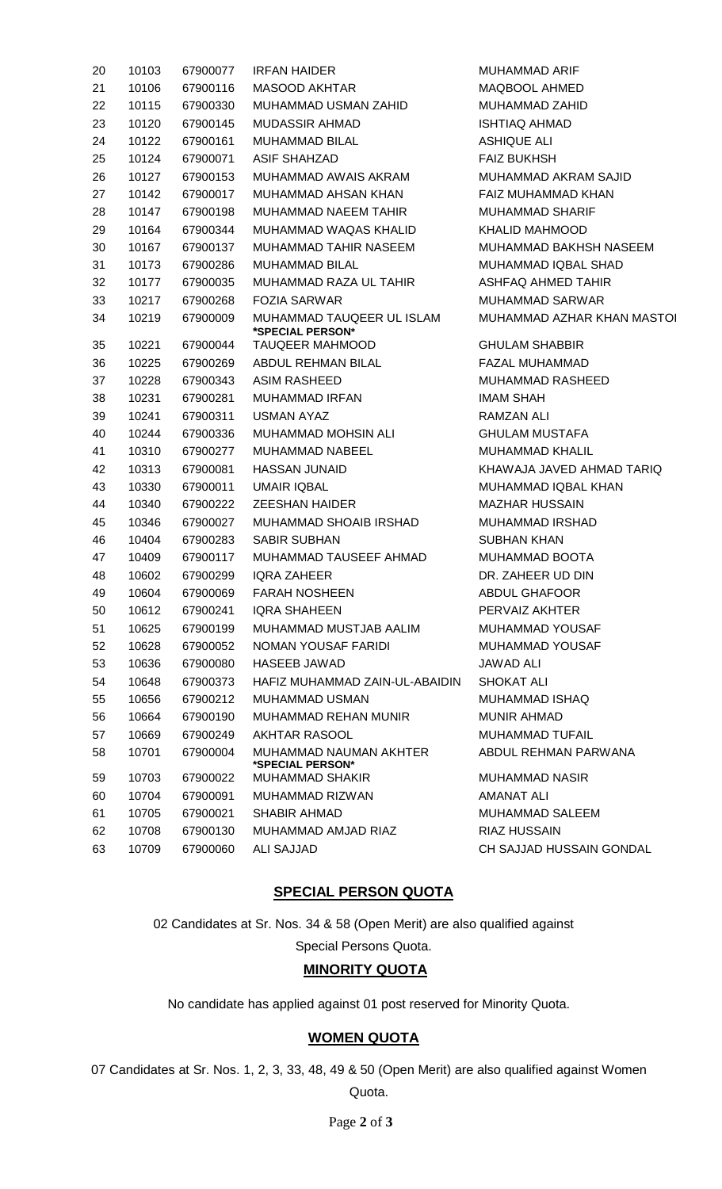| | | | | |
|---|---|---|---|---|
| 20 | 10103 | 67900077 | IRFAN HAIDER | MUHAMMAD ARIF |
| 21 | 10106 | 67900116 | MASOOD AKHTAR | MAQBOOL AHMED |
| 22 | 10115 | 67900330 | MUHAMMAD USMAN ZAHID | MUHAMMAD ZAHID |
| 23 | 10120 | 67900145 | MUDASSIR AHMAD | ISHTIAQ AHMAD |
| 24 | 10122 | 67900161 | MUHAMMAD BILAL | ASHIQUE ALI |
| 25 | 10124 | 67900071 | ASIF SHAHZAD | FAIZ BUKHSH |
| 26 | 10127 | 67900153 | MUHAMMAD AWAIS AKRAM | MUHAMMAD AKRAM SAJID |
| 27 | 10142 | 67900017 | MUHAMMAD AHSAN KHAN | FAIZ MUHAMMAD KHAN |
| 28 | 10147 | 67900198 | MUHAMMAD NAEEM TAHIR | MUHAMMAD SHARIF |
| 29 | 10164 | 67900344 | MUHAMMAD WAQAS KHALID | KHALID MAHMOOD |
| 30 | 10167 | 67900137 | MUHAMMAD TAHIR NASEEM | MUHAMMAD BAKHSH NASEEM |
| 31 | 10173 | 67900286 | MUHAMMAD BILAL | MUHAMMAD IQBAL SHAD |
| 32 | 10177 | 67900035 | MUHAMMAD RAZA UL TAHIR | ASHFAQ AHMED TAHIR |
| 33 | 10217 | 67900268 | FOZIA SARWAR | MUHAMMAD SARWAR |
| 34 | 10219 | 67900009 | MUHAMMAD TAUQEER UL ISLAM *SPECIAL PERSON* | MUHAMMAD AZHAR KHAN MASTOI |
| 35 | 10221 | 67900044 | TAUQEER MAHMOOD | GHULAM SHABBIR |
| 36 | 10225 | 67900269 | ABDUL REHMAN BILAL | FAZAL MUHAMMAD |
| 37 | 10228 | 67900343 | ASIM RASHEED | MUHAMMAD RASHEED |
| 38 | 10231 | 67900281 | MUHAMMAD IRFAN | IMAM SHAH |
| 39 | 10241 | 67900311 | USMAN AYAZ | RAMZAN ALI |
| 40 | 10244 | 67900336 | MUHAMMAD MOHSIN ALI | GHULAM MUSTAFA |
| 41 | 10310 | 67900277 | MUHAMMAD NABEEL | MUHAMMAD KHALIL |
| 42 | 10313 | 67900081 | HASSAN JUNAID | KHAWAJA JAVED AHMAD TARIQ |
| 43 | 10330 | 67900011 | UMAIR IQBAL | MUHAMMAD IQBAL KHAN |
| 44 | 10340 | 67900222 | ZEESHAN HAIDER | MAZHAR HUSSAIN |
| 45 | 10346 | 67900027 | MUHAMMAD SHOAIB IRSHAD | MUHAMMAD IRSHAD |
| 46 | 10404 | 67900283 | SABIR SUBHAN | SUBHAN KHAN |
| 47 | 10409 | 67900117 | MUHAMMAD TAUSEEF AHMAD | MUHAMMAD BOOTA |
| 48 | 10602 | 67900299 | IQRA ZAHEER | DR. ZAHEER UD DIN |
| 49 | 10604 | 67900069 | FARAH NOSHEEN | ABDUL GHAFOOR |
| 50 | 10612 | 67900241 | IQRA SHAHEEN | PERVAIZ AKHTER |
| 51 | 10625 | 67900199 | MUHAMMAD MUSTJAB AALIM | MUHAMMAD YOUSAF |
| 52 | 10628 | 67900052 | NOMAN YOUSAF FARIDI | MUHAMMAD YOUSAF |
| 53 | 10636 | 67900080 | HASEEB JAWAD | JAWAD ALI |
| 54 | 10648 | 67900373 | HAFIZ MUHAMMAD ZAIN-UL-ABAIDIN | SHOKAT ALI |
| 55 | 10656 | 67900212 | MUHAMMAD USMAN | MUHAMMAD ISHAQ |
| 56 | 10664 | 67900190 | MUHAMMAD REHAN MUNIR | MUNIR AHMAD |
| 57 | 10669 | 67900249 | AKHTAR RASOOL | MUHAMMAD TUFAIL |
| 58 | 10701 | 67900004 | MUHAMMAD NAUMAN AKHTER *SPECIAL PERSON* | ABDUL REHMAN PARWANA |
| 59 | 10703 | 67900022 | MUHAMMAD SHAKIR | MUHAMMAD NASIR |
| 60 | 10704 | 67900091 | MUHAMMAD RIZWAN | AMANAT ALI |
| 61 | 10705 | 67900021 | SHABIR AHMAD | MUHAMMAD SALEEM |
| 62 | 10708 | 67900130 | MUHAMMAD AMJAD RIAZ | RIAZ HUSSAIN |
| 63 | 10709 | 67900060 | ALI SAJJAD | CH SAJJAD HUSSAIN GONDAL |

## SPECIAL PERSON QUOTA

02 Candidates at Sr. Nos. 34 & 58 (Open Merit) are also qualified against Special Persons Quota.

## MINORITY QUOTA

No candidate has applied against 01 post reserved for Minority Quota.

## WOMEN QUOTA

07 Candidates at Sr. Nos. 1, 2, 3, 33, 48, 49 & 50 (Open Merit) are also qualified against Women Quota.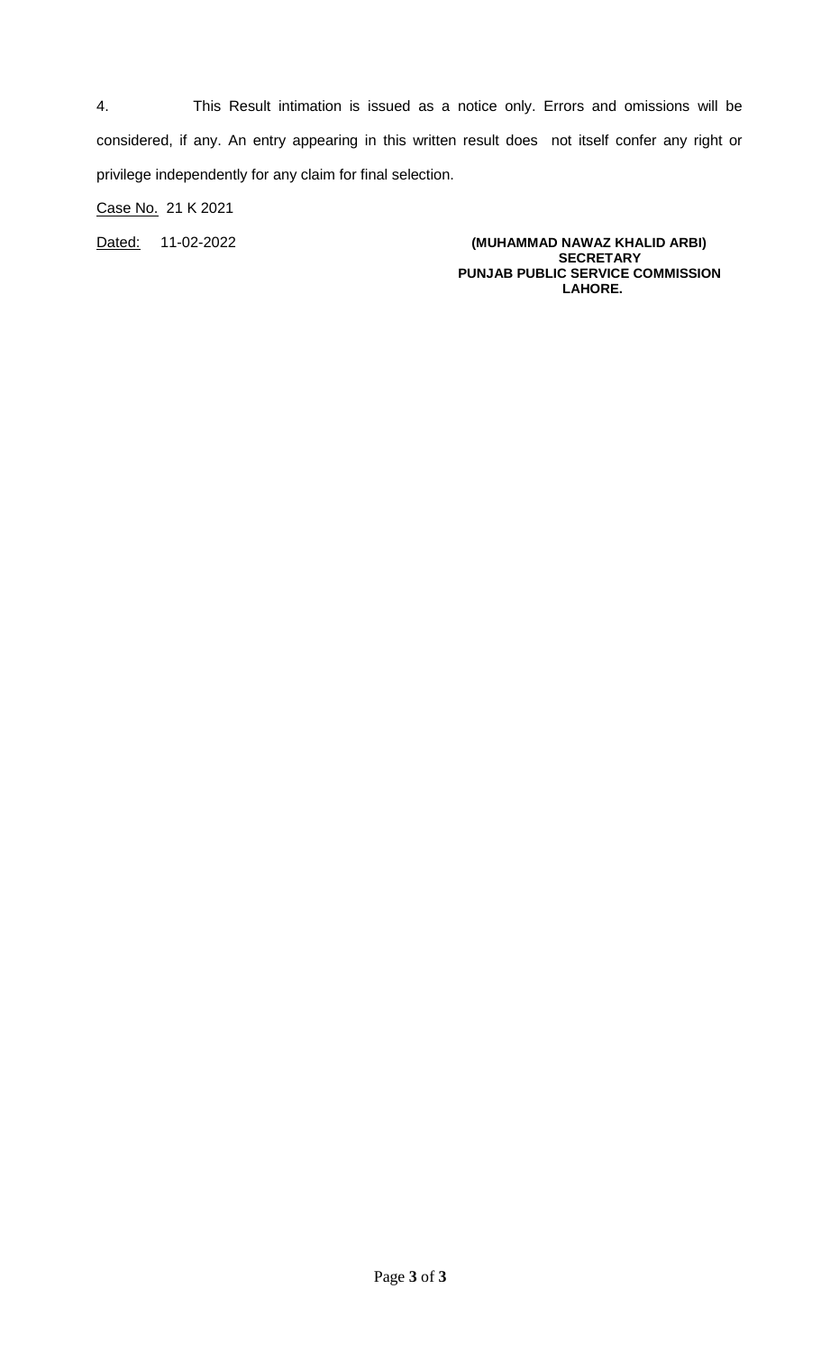4. This Result intimation is issued as a notice only. Errors and omissions will be considered, if any. An entry appearing in this written result does not itself confer any right or privilege independently for any claim for final selection.

Case No. 21 K 2021

Dated: 11-02-2022

**(MUHAMMAD NAWAZ KHALID ARBI)**
**SECRETARY**
**PUNJAB PUBLIC SERVICE COMMISSION**
**LAHORE.**